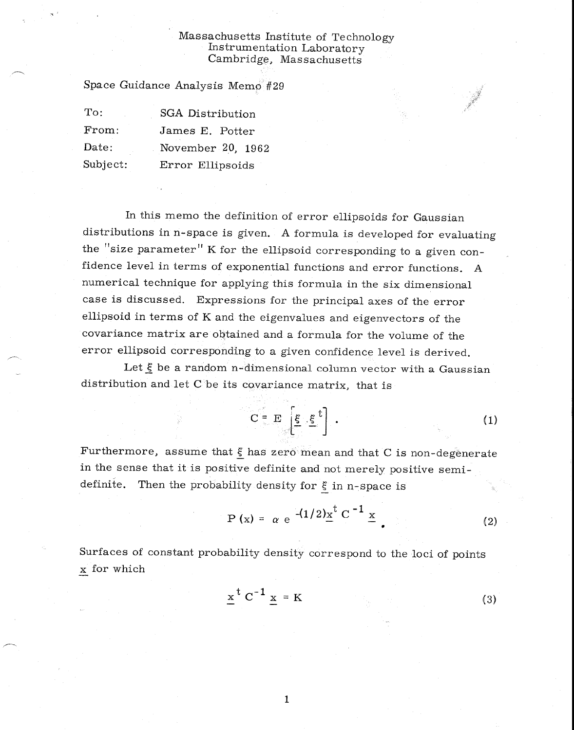Massachusetts Institute of Technology
Instrumentation Laboratory
Cambridge, Massachusetts

Space Guidance Analysis Memo #29

| | |
|---|---|
| To: | SGA Distribution |
| From: | James E. Potter |
| Date: | November 20, 1962 |
| Subject: | Error Ellipsoids |

In this memo the definition of error ellipsoids for Gaussian distributions in n-space is given. A formula is developed for evaluating the "size parameter" K for the ellipsoid corresponding to a given confidence level in terms of exponential functions and error functions. A numerical technique for applying this formula in the six dimensional case is discussed. Expressions for the principal axes of the error ellipsoid in terms of K and the eigenvalues and eigenvectors of the covariance matrix are obtained and a formula for the volume of the error ellipsoid corresponding to a given confidence level is derived.

Let $\underline{\xi}$ be a random n-dimensional column vector with a Gaussian distribution and let C be its covariance matrix, that is

$$C = E\left[\underline{\xi}\,\underline{\xi}^t\right]. \tag{1}$$

Furthermore, assume that $\underline{\xi}$ has zero mean and that C is non-degenerate in the sense that it is positive definite and not merely positive semi-definite. Then the probability density for $\underline{\xi}$ in n-space is

$$P(x) = \alpha\, e^{-(1/2)\underline{x}^t C^{-1} \underline{x}}. \tag{2}$$

Surfaces of constant probability density correspond to the loci of points $\underline{x}$ for which

$$\underline{x}^t C^{-1} \underline{x} = K \tag{3}$$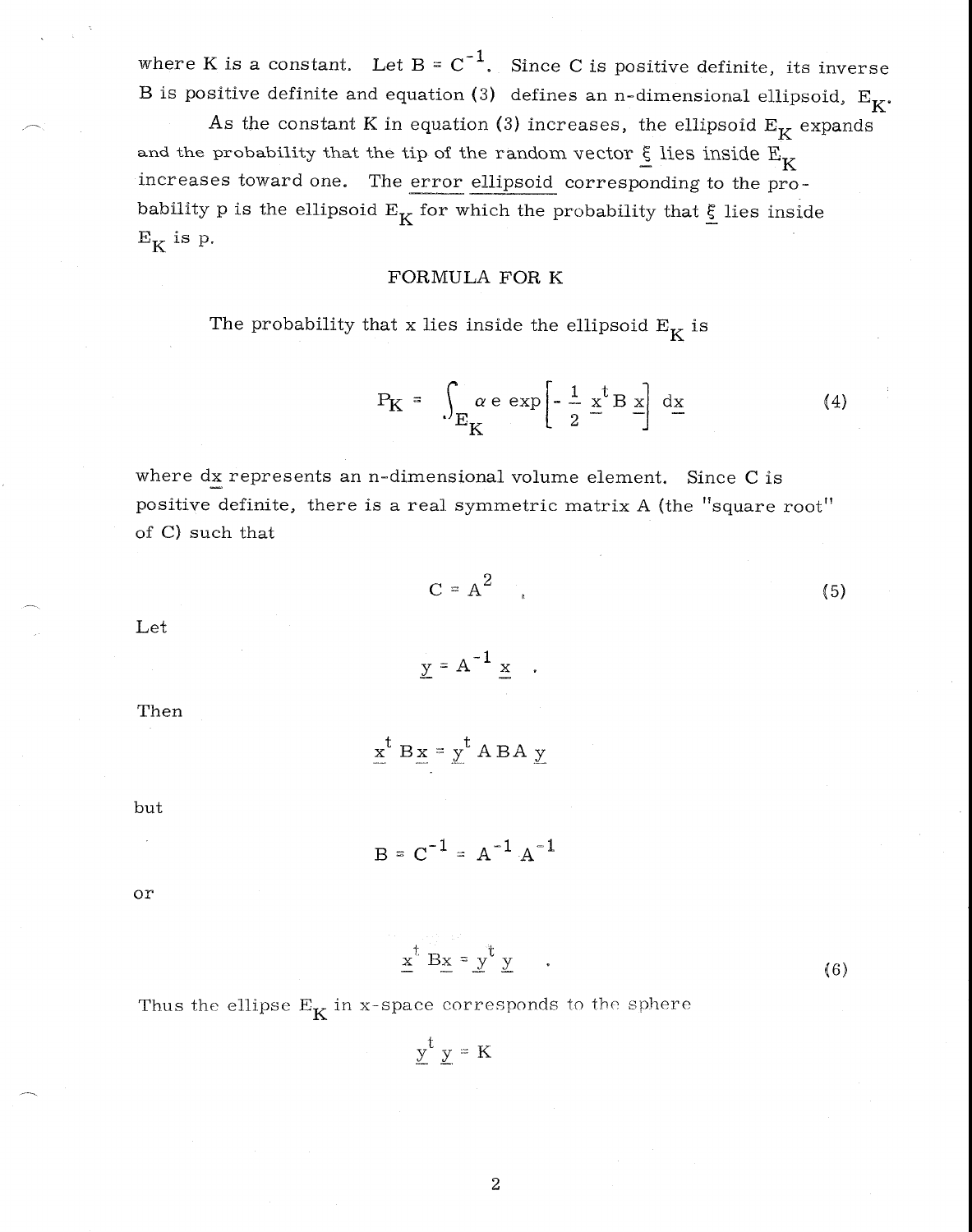where K is a constant. Let $B = C^{-1}$. Since C is positive definite, its inverse B is positive definite and equation (3) defines an n-dimensional ellipsoid, $E_K$.

As the constant K in equation (3) increases, the ellipsoid $E_K$ expands and the probability that the tip of the random vector $\underline{\xi}$ lies inside $E_K$ increases toward one. The <u>error ellipsoid</u> corresponding to the probability p is the ellipsoid $E_K$ for which the probability that $\underline{\xi}$ lies inside $E_K$ is p.

## FORMULA FOR K

The probability that x lies inside the ellipsoid $E_K$ is

$$P_K = \int_{E_K} \alpha \, e \, \exp\left[ -\frac{1}{2} \underline{x}^t B \underline{x} \right] d\underline{x} \tag{4}$$

where $d\underline{x}$ represents an n-dimensional volume element. Since C is positive definite, there is a real symmetric matrix A (the "square root" of C) such that

$$C = A^2 \tag{5}$$

Let

$$\underline{y} = A^{-1} \underline{x} \quad .$$

Then

$$\underline{x}^t B \underline{x} = \underline{y}^t A B A \underline{y}$$

but

$$B = C^{-1} = A^{-1} A^{-1}$$

or

$$\underline{x}^t B \underline{x} = \underline{y}^t \underline{y} \quad . \tag{6}$$

Thus the ellipse $E_K$ in x-space corresponds to the sphere

$$\underline{y}^t \underline{y} = K$$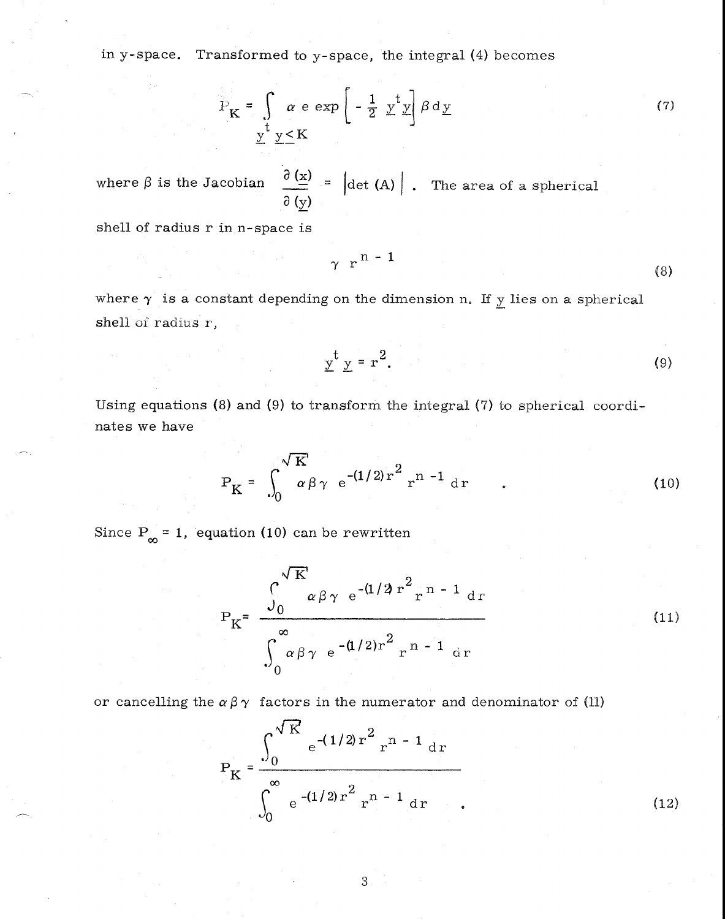in y-space. Transformed to y-space, the integral (4) becomes

$$P_K = \int_{\underline{y}^t \underline{y} \leq K} \alpha \, e \, \exp\left[ -\frac{1}{2} \underline{y}^t \underline{y} \right] \beta \, d\underline{y} \tag{7}$$

where $\beta$ is the Jacobian $\frac{\partial (\underline{x})}{\partial (\underline{y})} = \left| \det (A) \right|$. The area of a spherical shell of radius r in n-space is

$$\gamma \, r^{n-1} \tag{8}$$

where $\gamma$ is a constant depending on the dimension n. If $\underline{y}$ lies on a spherical shell of radius r,

$$\underline{y}^t \underline{y} = r^2. \tag{9}$$

Using equations (8) and (9) to transform the integral (7) to spherical coordinates we have

$$P_K = \int_0^{\sqrt{K}} \alpha \beta \gamma \, e^{-(1/2) r^2} r^{n-1} \, dr \quad . \tag{10}$$

Since $P_\infty = 1$, equation (10) can be rewritten

$$P_K = \frac{\int_0^{\sqrt{K}} \alpha \beta \gamma \, e^{-(1/2) r^2} r^{n-1} \, dr}{\int_0^{\infty} \alpha \beta \gamma \, e^{-(1/2) r^2} r^{n-1} \, dr} \tag{11}$$

or cancelling the $\alpha \beta \gamma$ factors in the numerator and denominator of (11)

$$P_K = \frac{\int_0^{\sqrt{K}} e^{-(1/2) r^2} r^{n-1} \, dr}{\int_0^{\infty} e^{-(1/2) r^2} r^{n-1} \, dr} \quad . \tag{12}$$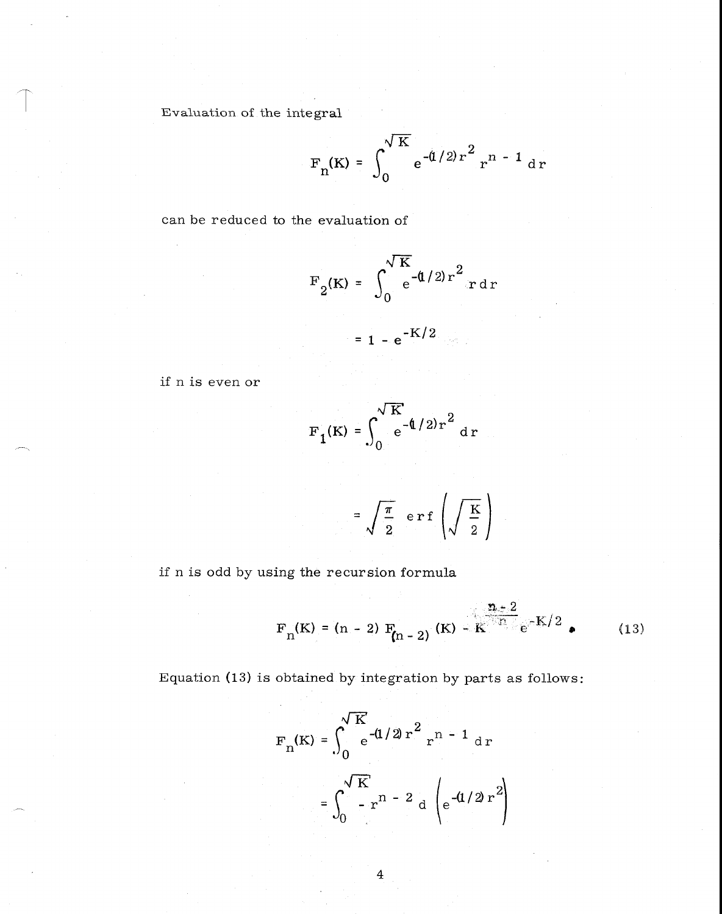Evaluation of the integral

$$F_n(K) = \int_0^{\sqrt{K}} e^{-(1/2)r^2} r^{n-1} \, dr$$

can be reduced to the evaluation of

$$F_2(K) = \int_0^{\sqrt{K}} e^{-(1/2)r^2} r \, dr$$

$$= 1 - e^{-K/2}$$

if n is even or

$$F_1(K) = \int_0^{\sqrt{K}} e^{-(1/2)r^2} \, dr$$

$$= \sqrt{\frac{\pi}{2}} \; \mathrm{erf}\left(\sqrt{\frac{K}{2}}\right)$$

if n is odd by using the recursion formula

$$F_n(K) = (n-2) F_{(n-2)}(K) - K^{\frac{n-2}{n}} e^{-K/2} \, . \tag{13}$$

Equation (13) is obtained by integration by parts as follows:

$$F_n(K) = \int_0^{\sqrt{K}} e^{-(1/2)r^2} r^{n-1} \, dr$$

$$= \int_0^{\sqrt{K}} -r^{n-2} \, d\left(e^{-(1/2)r^2}\right)$$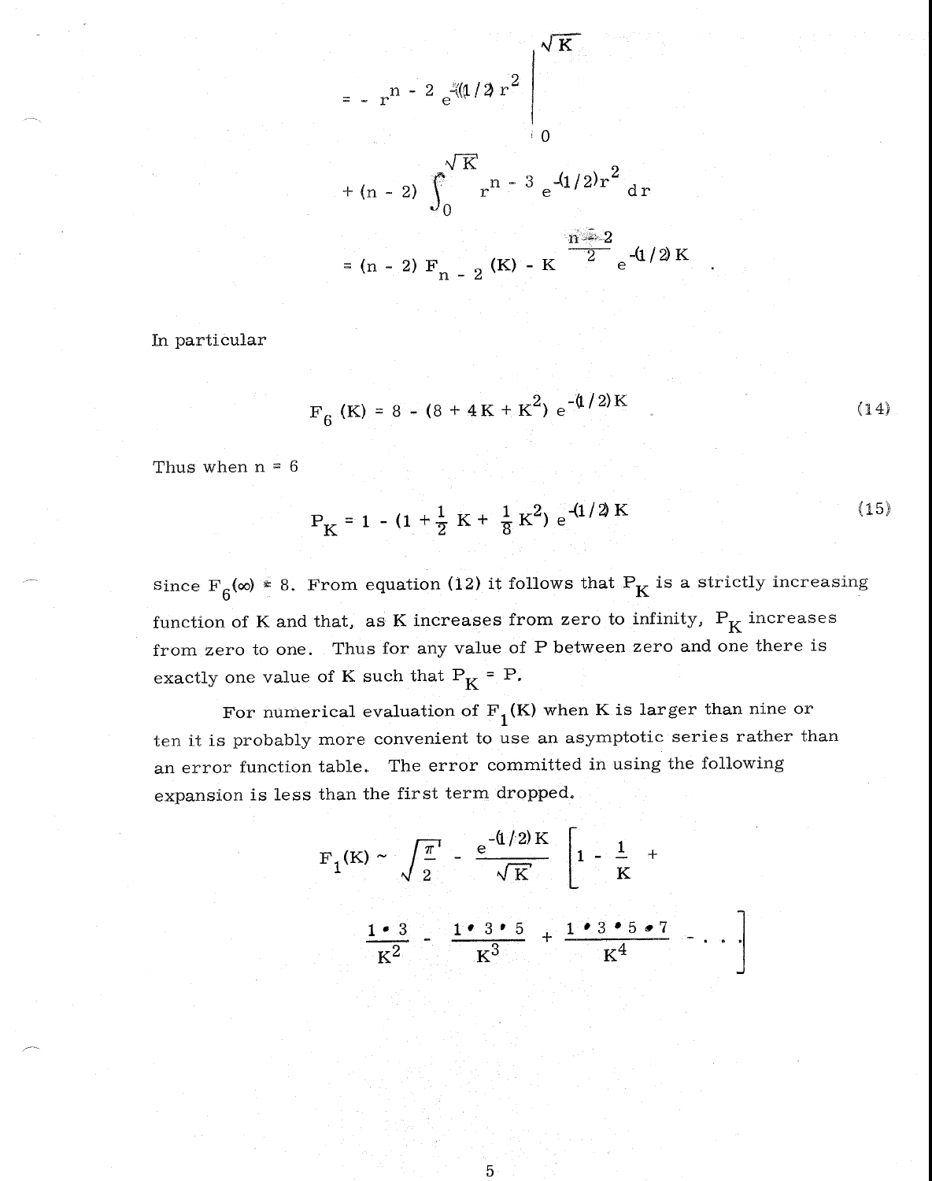$$= - r^{n-2} e^{-(1/2) r^2} \Bigg|_0^{\sqrt{K}}$$

$$+ (n - 2) \int_0^{\sqrt{K}} r^{n-3} e^{-(1/2)r^2} \, dr$$

$$= (n - 2) F_{n-2}(K) - K^{\frac{n-2}{2}} e^{-(1/2) K} .$$

In particular

$$F_6(K) = 8 - (8 + 4K + K^2) e^{-(1/2)K} \tag{14}$$

Thus when $n = 6$

$$P_K = 1 - (1 + \tfrac{1}{2} K + \tfrac{1}{8} K^2) e^{-(1/2) K} \tag{15}$$

since $F_6(\infty) = 8$. From equation (12) it follows that $P_K$ is a strictly increasing function of K and that, as K increases from zero to infinity, $P_K$ increases from zero to one. Thus for any value of P between zero and one there is exactly one value of K such that $P_K = P$.

For numerical evaluation of $F_1(K)$ when K is larger than nine or ten it is probably more convenient to use an asymptotic series rather than an error function table. The error committed in using the following expansion is less than the first term dropped.

$$F_1(K) \sim \sqrt{\frac{\pi}{2}} - \frac{e^{-(1/2)K}}{\sqrt{K}} \left[ 1 - \frac{1}{K} + \frac{1 \cdot 3}{K^2} - \frac{1 \cdot 3 \cdot 5}{K^3} + \frac{1 \cdot 3 \cdot 5 \cdot 7}{K^4} - \cdots \right]$$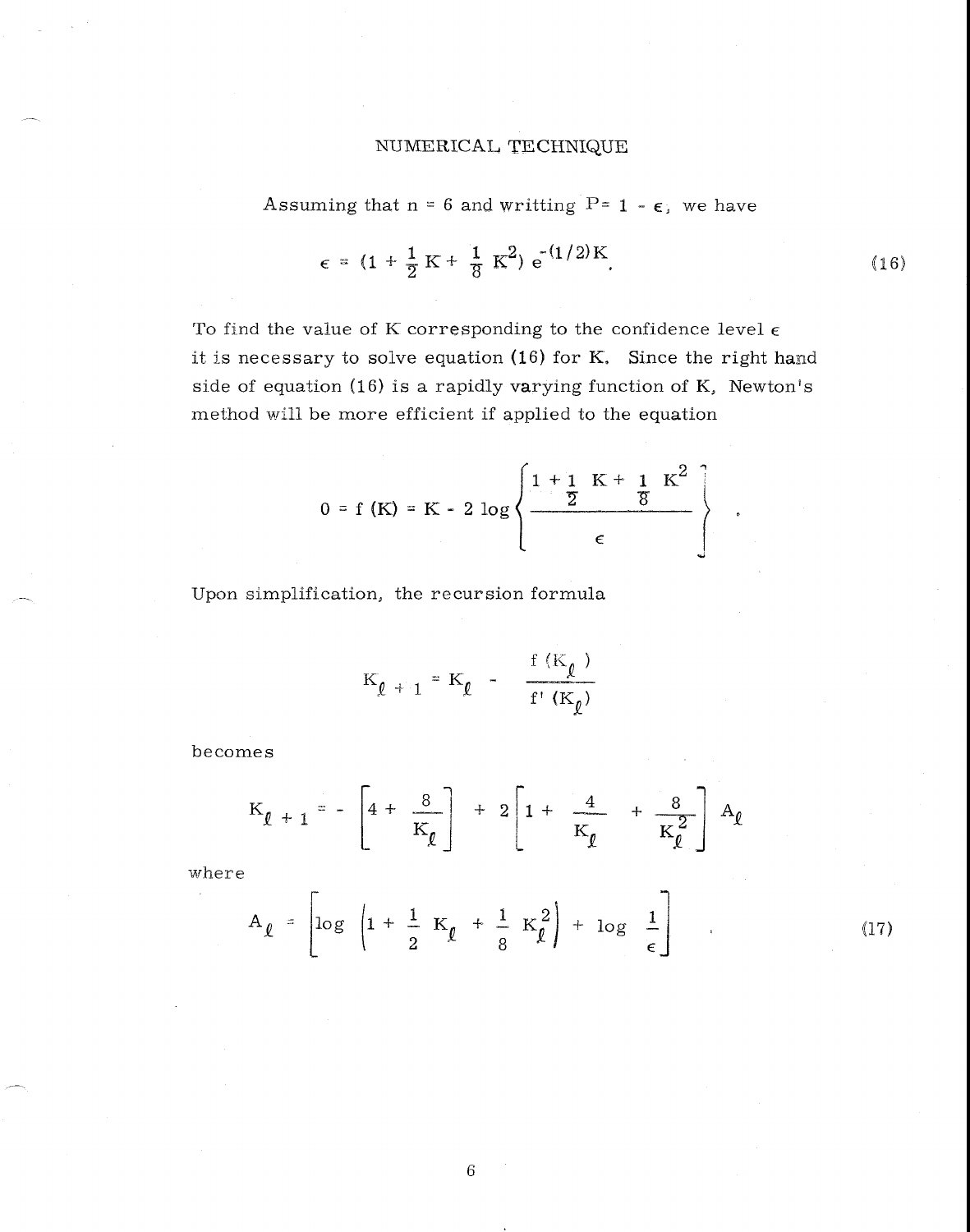## NUMERICAL TECHNIQUE

Assuming that $n = 6$ and writting $P = 1 - \epsilon$, we have

$$\epsilon = (1 + \frac{1}{2}K + \frac{1}{8}K^2)\, e^{-(1/2)K} . \tag{16}$$

To find the value of K corresponding to the confidence level $\epsilon$ it is necessary to solve equation (16) for K. Since the right hand side of equation (16) is a rapidly varying function of K, Newton's method will be more efficient if applied to the equation

$$0 = f(K) = K - 2 \log \left\{ \frac{1 + \frac{1}{2} K + \frac{1}{8} K^2}{\epsilon} \right\} .$$

Upon simplification, the recursion formula

$$K_{\ell+1} = K_\ell - \frac{f(K_\ell)}{f'(K_\ell)}$$

becomes

$$K_{\ell+1} = - \left[ 4 + \frac{8}{K_\ell} \right] + 2 \left[ 1 + \frac{4}{K_\ell} + \frac{8}{K_\ell^2} \right] A_\ell$$

where

$$A_\ell = \left[ \log \left( 1 + \frac{1}{2} K_\ell + \frac{1}{8} K_\ell^2 \right) + \log \frac{1}{\epsilon} \right] . \tag{17}$$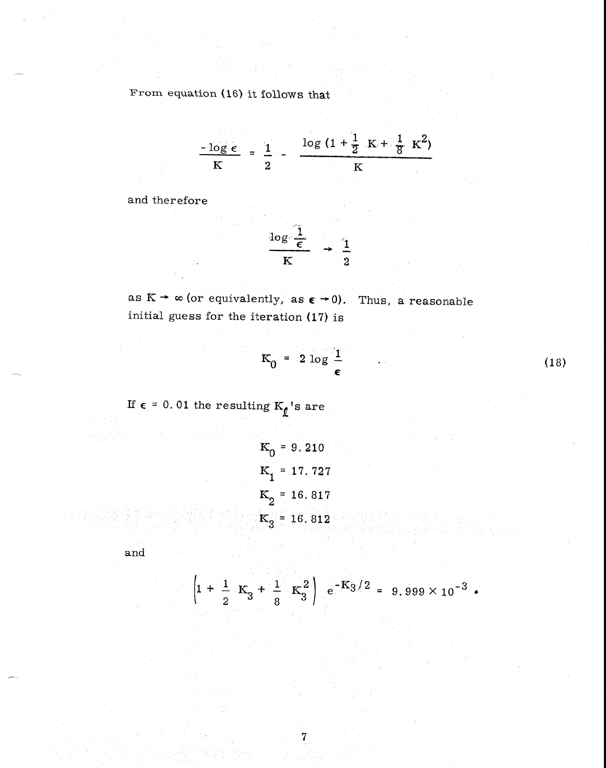From equation (16) it follows that

$$\frac{-\log \epsilon}{K} = \frac{1}{2} - \frac{\log\left(1 + \frac{1}{2}K + \frac{1}{8}K^2\right)}{K}$$

and therefore

$$\frac{\log \frac{1}{\epsilon}}{K} \rightarrow \frac{1}{2}$$

as $K \rightarrow \infty$ (or equivalently, as $\epsilon \rightarrow 0$). Thus, a reasonable initial guess for the iteration (17) is

$$K_0 = 2 \log \frac{1}{\epsilon} \quad . \tag{18}$$

If $\epsilon = 0.01$ the resulting $K_\ell$'s are

$$K_0 = 9.210$$
$$K_1 = 17.727$$
$$K_2 = 16.817$$
$$K_3 = 16.812$$

and

$$\left(1 + \frac{1}{2}K_3 + \frac{1}{8}K_3^2\right) e^{-K_3/2} = 9.999 \times 10^{-3} \text{ .}$$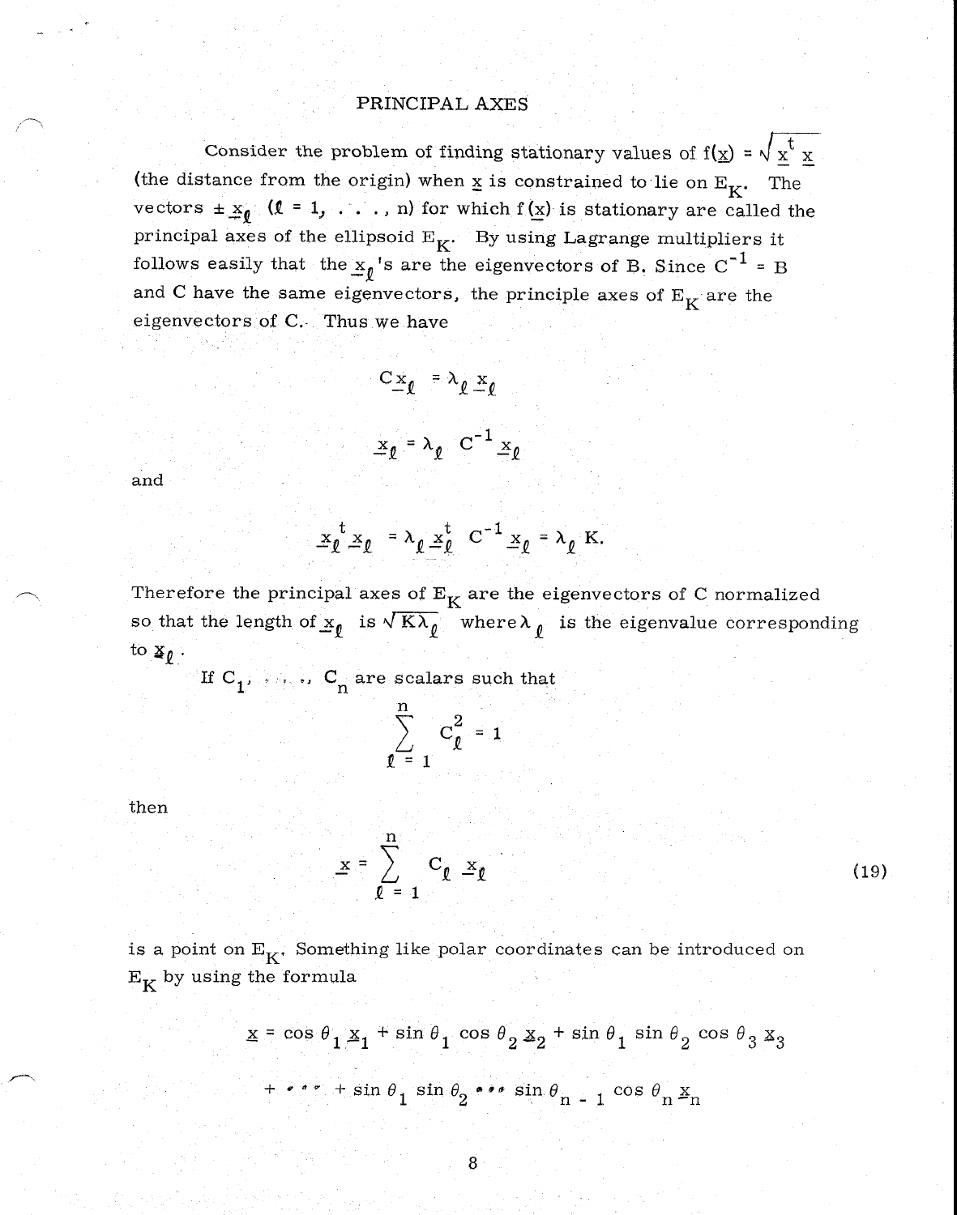# PRINCIPAL AXES

Consider the problem of finding stationary values of $f(\underline{x}) = \sqrt{\underline{x}^t \underline{x}}$ (the distance from the origin) when $\underline{x}$ is constrained to lie on $E_K$. The vectors $\pm \underline{x}_\ell$ ($\ell = 1, \ldots, n$) for which $f(\underline{x})$ is stationary are called the principal axes of the ellipsoid $E_K$. By using Lagrange multipliers it follows easily that the $\underline{x}_\ell$'s are the eigenvectors of B. Since $C^{-1} = B$ and C have the same eigenvectors, the principle axes of $E_K$ are the eigenvectors of C. Thus we have

$$C\underline{x}_\ell = \lambda_\ell \underline{x}_\ell$$

$$\underline{x}_\ell = \lambda_\ell \, C^{-1} \underline{x}_\ell$$

and

$$\underline{x}_\ell^t \underline{x}_\ell = \lambda_\ell \underline{x}_\ell^t \, C^{-1} \underline{x}_\ell = \lambda_\ell \, K.$$

Therefore the principal axes of $E_K$ are the eigenvectors of C normalized so that the length of $\underline{x}_\ell$ is $\sqrt{K\lambda_\ell}$ where $\lambda_\ell$ is the eigenvalue corresponding to $\underline{x}_\ell$.

If $C_1, \ldots, C_n$ are scalars such that

$$\sum_{\ell = 1}^{n} C_\ell^2 = 1$$

then

$$\underline{x} = \sum_{\ell = 1}^{n} C_\ell \, \underline{x}_\ell \tag{19}$$

is a point on $E_K$. Something like polar coordinates can be introduced on $E_K$ by using the formula

$$\underline{x} = \cos\theta_1 \underline{x}_1 + \sin\theta_1 \cos\theta_2 \underline{x}_2 + \sin\theta_1 \sin\theta_2 \cos\theta_3 \underline{x}_3$$

$$+ \cdots + \sin\theta_1 \sin\theta_2 \cdots \sin\theta_{n-1} \cos\theta_n \underline{x}_n$$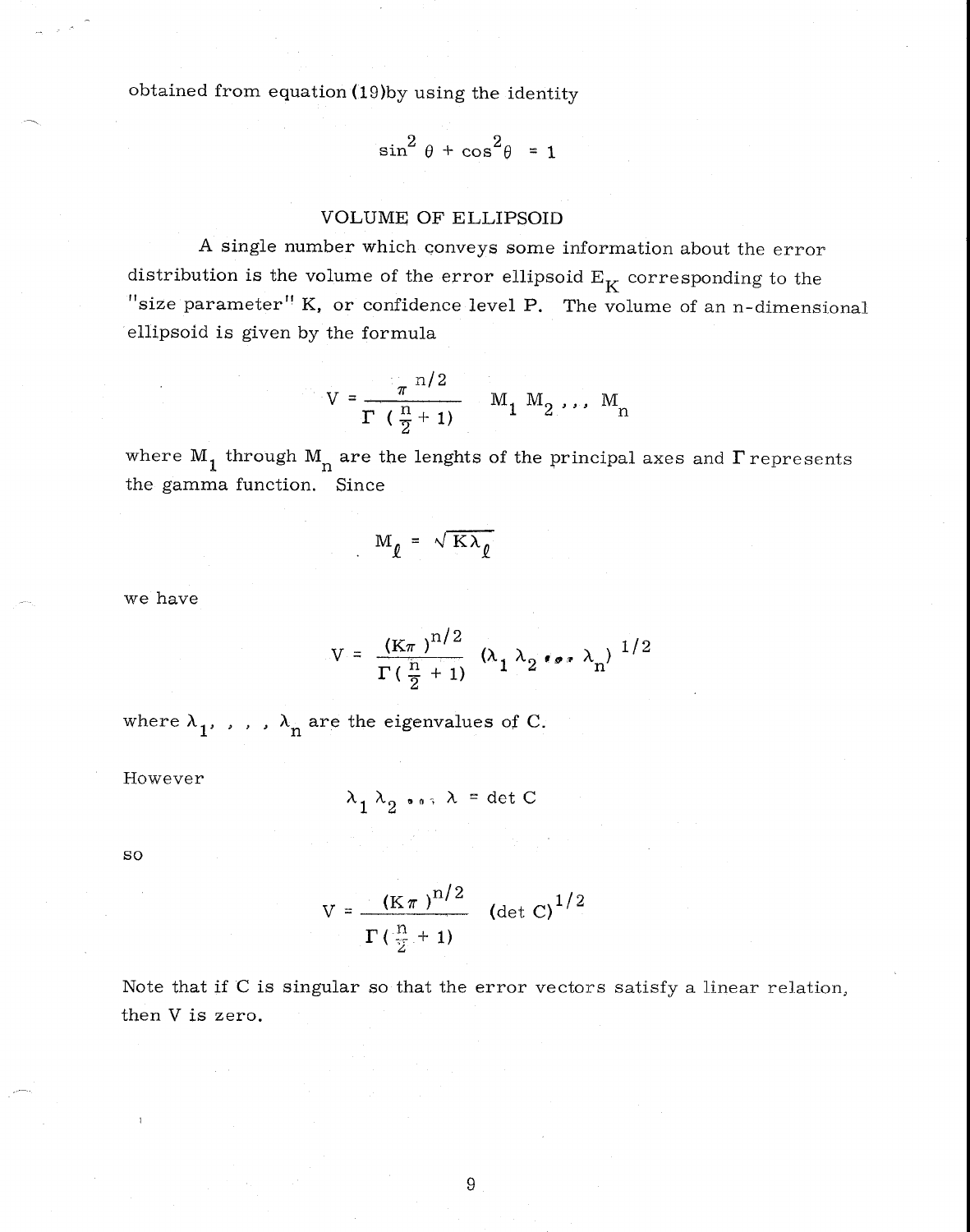obtained from equation (19)by using the identity

$$\sin^2 \theta + \cos^2 \theta = 1$$

## VOLUME OF ELLIPSOID

A single number which conveys some information about the error distribution is the volume of the error ellipsoid $E_K$ corresponding to the "size parameter" K, or confidence level P. The volume of an n-dimensional ellipsoid is given by the formula

$$V = \frac{\pi^{n/2}}{\Gamma\left(\frac{n}{2} + 1\right)} \quad M_1 M_2 \ldots M_n$$

where $M_1$ through $M_n$ are the lenghts of the principal axes and $\Gamma$ represents the gamma function. Since

$$M_\ell = \sqrt{K\lambda_\ell}$$

we have

$$V = \frac{(K\pi)^{n/2}}{\Gamma\left(\frac{n}{2} + 1\right)} \quad (\lambda_1 \lambda_2 \ldots \lambda_n)^{1/2}$$

where $\lambda_1, \ldots, \lambda_n$ are the eigenvalues of C.

However

$$\lambda_1 \lambda_2 \ldots \lambda = \det C$$

so

$$V = \frac{(K\pi)^{n/2}}{\Gamma\left(\frac{n}{2} + 1\right)} \quad (\det C)^{1/2}$$

Note that if C is singular so that the error vectors satisfy a linear relation, then V is zero.